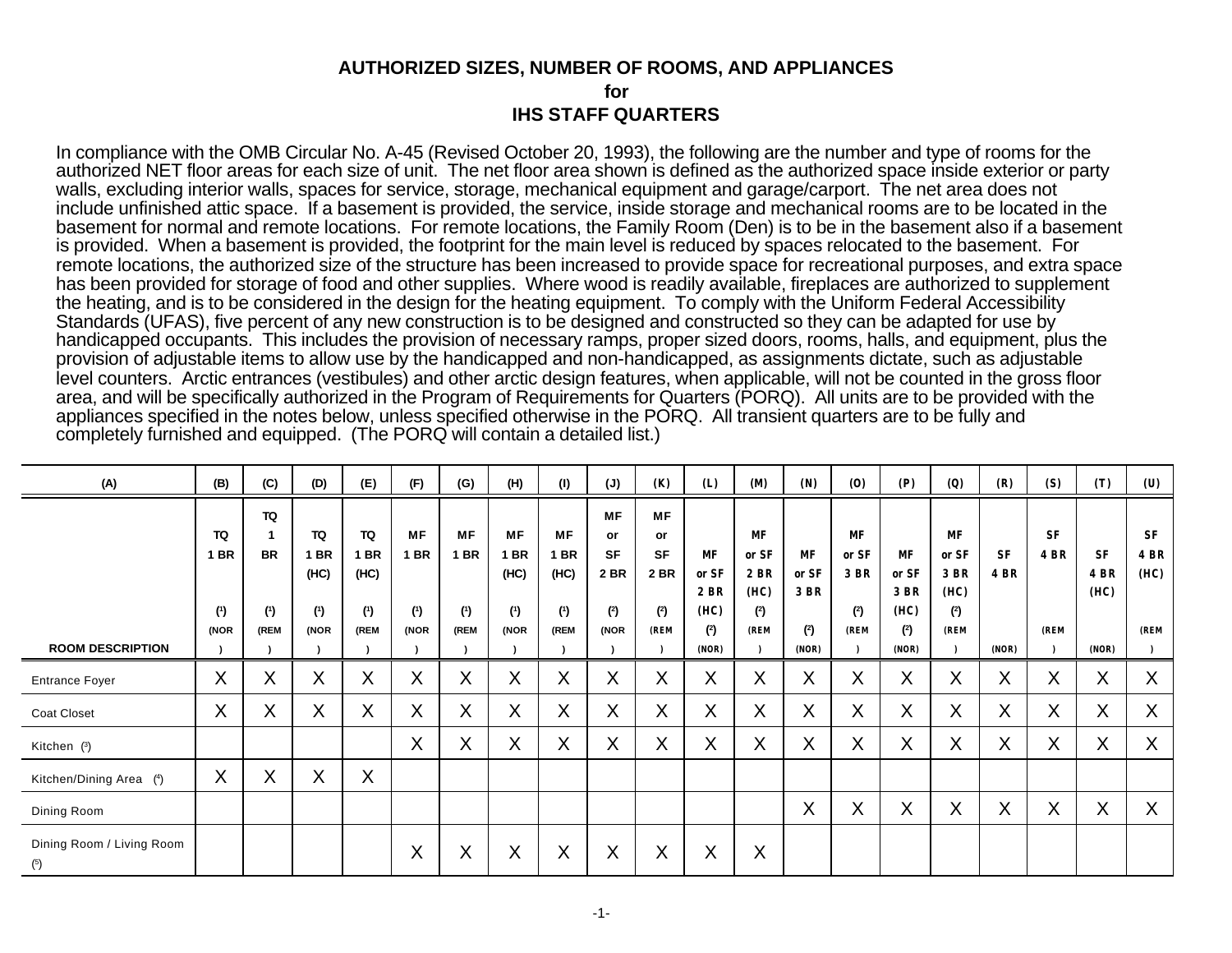## AUTHORIZED SIZES, NUMBER OF ROOMS, AND APPLIANCES
## for
## IHS STAFF QUARTERS

In compliance with the OMB Circular No. A-45 (Revised October 20, 1993), the following are the number and type of rooms for the authorized NET floor areas for each size of unit. The net floor area shown is defined as the authorized space inside exterior or party walls, excluding interior walls, spaces for service, storage, mechanical equipment and garage/carport. The net area does not include unfinished attic space. If a basement is provided, the service, inside storage and mechanical rooms are to be located in the basement for normal and remote locations. For remote locations, the Family Room (Den) is to be in the basement also if a basement is provided. When a basement is provided, the footprint for the main level is reduced by spaces relocated to the basement. For remote locations, the authorized size of the structure has been increased to provide space for recreational purposes, and extra space has been provided for storage of food and other supplies. Where wood is readily available, fireplaces are authorized to supplement the heating, and is to be considered in the design for the heating equipment. To comply with the Uniform Federal Accessibility Standards (UFAS), five percent of any new construction is to be designed and constructed so they can be adapted for use by handicapped occupants. This includes the provision of necessary ramps, proper sized doors, rooms, halls, and equipment, plus the provision of adjustable items to allow use by the handicapped and non-handicapped, as assignments dictate, such as adjustable level counters. Arctic entrances (vestibules) and other arctic design features, when applicable, will not be counted in the gross floor area, and will be specifically authorized in the Program of Requirements for Quarters (PORQ). All units are to be provided with the appliances specified in the notes below, unless specified otherwise in the PORQ. All transient quarters are to be fully and completely furnished and equipped. (The PORQ will contain a detailed list.)

| (A) | (B) | (C) | (D) | (E) | (F) | (G) | (H) | (I) | (J) | (K) | (L) | (M) | (N) | (O) | (P) | (Q) | (R) | (S) | (T) | (U) |
|---|---|---|---|---|---|---|---|---|---|---|---|---|---|---|---|---|---|---|---|---|
| ROOM DESCRIPTION | TQ 1 BR (1) (NOR) | TQ 1 BR (1) (REM) | TQ 1 BR (HC) (1) (NOR) | TQ 1 BR (HC) (1) (REM) | MF 1 BR (1) (NOR) | MF 1 BR (1) (REM) | MF 1 BR (HC) (1) (NOR) | MF 1 BR (HC) (1) (REM) | MF or SF 2 BR (2) (NOR) | MF or SF 2 BR (2) (REM) | MF or SF 2 BR (HC) (2) (NOR) | MF or SF 2 BR (HC) (2) (REM) | MF or SF 3 BR (2) (NOR) | MF or SF 3 BR (2) (REM) | MF or SF 3 BR (HC) (2) (NOR) | MF or SF 3 BR (HC) (2) (REM) | SF 4 BR (NOR) | SF 4 BR (REM) | SF 4 BR (HC) (NOR) | SF 4 BR (HC) (REM) |
| Entrance Foyer | X | X | X | X | X | X | X | X | X | X | X | X | X | X | X | X | X | X | X | X |
| Coat Closet | X | X | X | X | X | X | X | X | X | X | X | X | X | X | X | X | X | X | X | X |
| Kitchen (3) | | | | | X | X | X | X | X | X | X | X | X | X | X | X | X | X | X | X |
| Kitchen/Dining Area (4) | X | X | X | X | | | | | | | | | | | | | | | | |
| Dining Room | | | | | | | | | | | | | X | X | X | X | X | X | X | X |
| Dining Room / Living Room (5) | | | | | X | X | X | X | X | X | X | X | | | | | | | | |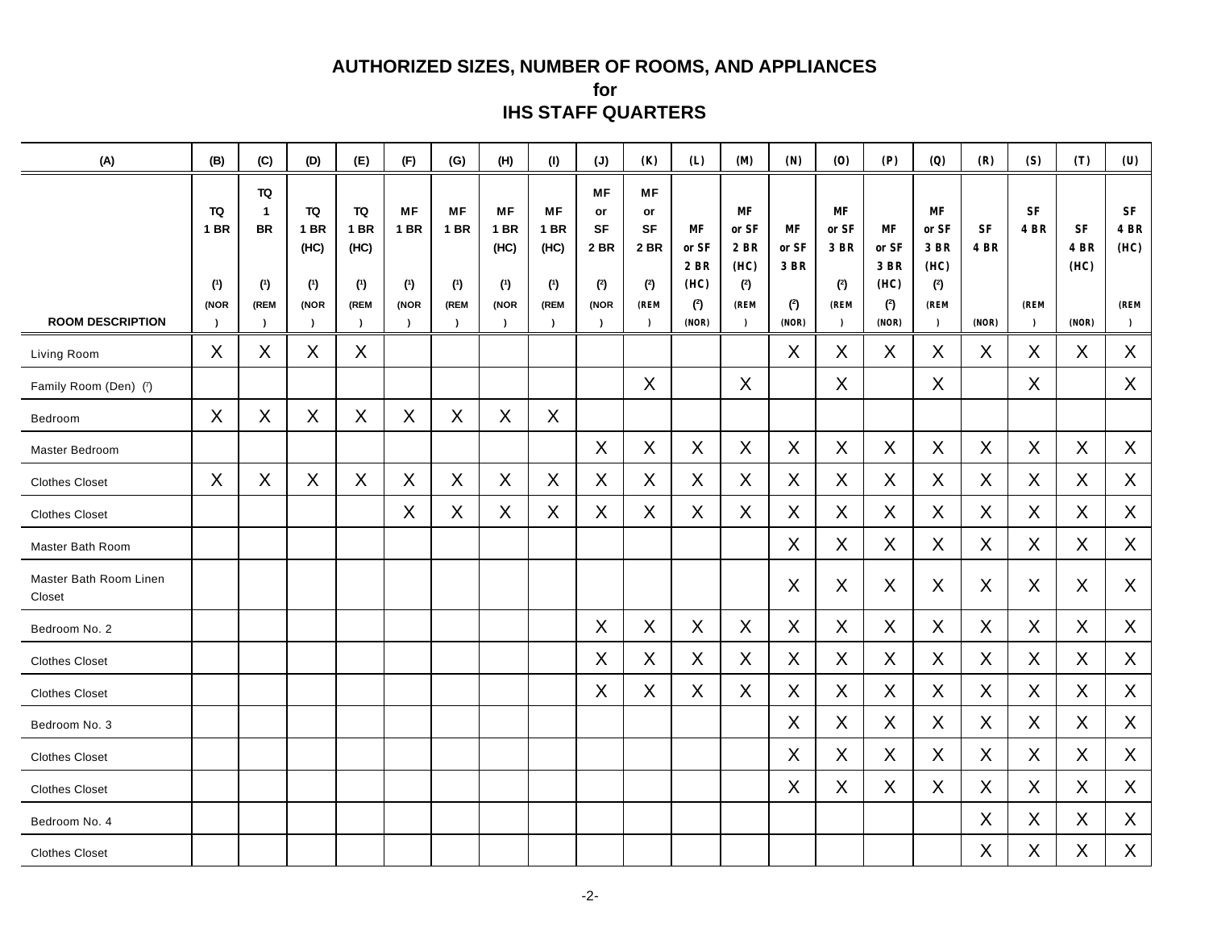# AUTHORIZED SIZES, NUMBER OF ROOMS, AND APPLIANCES
## for
## IHS STAFF QUARTERS

| (A) | (B) | (C) | (D) | (E) | (F) | (G) | (H) | (I) | (J) | (K) | (L) | (M) | (N) | (O) | (P) | (Q) | (R) | (S) | (T) | (U) |
|---|---|---|---|---|---|---|---|---|---|---|---|---|---|---|---|---|---|---|---|---|
| ROOM DESCRIPTION | TQ 1 BR (1) (NOR) | TQ 1 BR (1) (REM) | TQ 1 BR (HC) (1) (NOR) | TQ 1 BR (HC) (1) (REM) | MF 1 BR (1) (NOR) | MF 1 BR (1) (REM) | MF 1 BR (HC) (1) (NOR) | MF 1 BR (HC) (1) (REM) | MF or SF 2 BR (2) (NOR) | MF or SF 2 BR (2) (REM) | MF or SF 2 BR (HC) (2) (NOR) | MF or SF 2 BR (HC) (2) (REM) | MF or SF 3 BR (2) (NOR) | MF or SF 3 BR (2) (REM) | MF or SF 3 BR (HC) (2) (NOR) | MF or SF 3 BR (HC) (2) (REM) | SF 4 BR (NOR) | SF 4 BR (REM) | SF 4 BR (HC) (NOR) | SF 4 BR (HC) (REM) |
| Living Room | X | X | X | X | | | | | | | | | X | X | X | X | X | X | X | X |
| Family Room (Den) (7) | | | | | | | | | | X | | X | | X | | X | | X | | X |
| Bedroom | X | X | X | X | X | X | X | X | | | | | | | | | | | | |
| Master Bedroom | | | | | | | | | X | X | X | X | X | X | X | X | X | X | X | X |
| Clothes Closet | X | X | X | X | X | X | X | X | X | X | X | X | X | X | X | X | X | X | X | X |
| Clothes Closet | | | | | X | X | X | X | X | X | X | X | X | X | X | X | X | X | X | X |
| Master Bath Room | | | | | | | | | | | | | X | X | X | X | X | X | X | X |
| Master Bath Room Linen Closet | | | | | | | | | | | | | X | X | X | X | X | X | X | X |
| Bedroom No. 2 | | | | | | | | | X | X | X | X | X | X | X | X | X | X | X | X |
| Clothes Closet | | | | | | | | | X | X | X | X | X | X | X | X | X | X | X | X |
| Clothes Closet | | | | | | | | | X | X | X | X | X | X | X | X | X | X | X | X |
| Bedroom No. 3 | | | | | | | | | | | | | X | X | X | X | X | X | X | X |
| Clothes Closet | | | | | | | | | | | | | X | X | X | X | X | X | X | X |
| Clothes Closet | | | | | | | | | | | | | X | X | X | X | X | X | X | X |
| Bedroom No. 4 | | | | | | | | | | | | | | | | | X | X | X | X |
| Clothes Closet | | | | | | | | | | | | | | | | | X | X | X | X |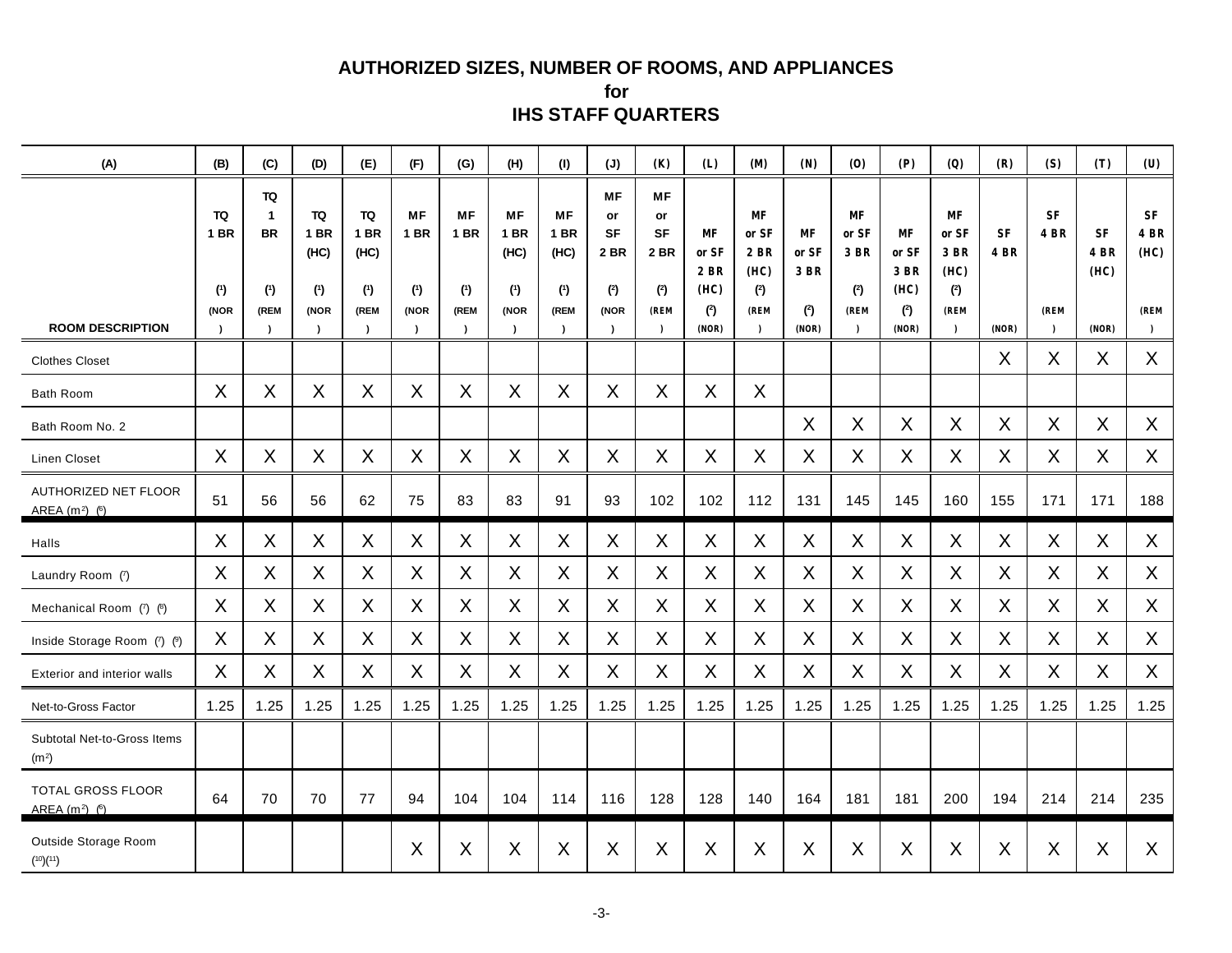# AUTHORIZED SIZES, NUMBER OF ROOMS, AND APPLIANCES
## for
## IHS STAFF QUARTERS

| (A) | (B) | (C) | (D) | (E) | (F) | (G) | (H) | (I) | (J) | (K) | (L) | (M) | (N) | (O) | (P) | (Q) | (R) | (S) | (T) | (U) |
|---|---|---|---|---|---|---|---|---|---|---|---|---|---|---|---|---|---|---|---|---|
| ROOM DESCRIPTION | TQ 1 BR (1) (NOR) | TQ 1 BR (1) (REM) | TQ 1 BR (HC) (1) (NOR) | TQ 1 BR (HC) (1) (REM) | MF 1 BR (1) (NOR) | MF 1 BR (1) (REM) | MF 1 BR (HC) (1) (NOR) | MF 1 BR (HC) (1) (REM) | MF or SF 2 BR (2) (NOR) | MF or SF 2 BR (2) (REM) | MF or SF 2 BR (HC) (2) (NOR) | MF or SF 2 BR (HC) (2) (REM) | MF or SF 3 BR (2) (NOR) | MF or SF 3 BR (2) (REM) | MF or SF 3 BR (HC) (2) (NOR) | MF or SF 3 BR (HC) (2) (REM) | SF 4 BR (NOR) | SF 4 BR (REM) | SF 4 BR (HC) (NOR) | SF 4 BR (HC) (REM) |
| Clothes Closet | | | | | | | | | | | | | | | | | X | X | X | X |
| Bath Room | X | X | X | X | X | X | X | X | X | X | X | X | | | | | | | | |
| Bath Room No. 2 | | | | | | | | | | | | | X | X | X | X | X | X | X | X |
| Linen Closet | X | X | X | X | X | X | X | X | X | X | X | X | X | X | X | X | X | X | X | X |
| AUTHORIZED NET FLOOR AREA (m²) (6) | 51 | 56 | 56 | 62 | 75 | 83 | 83 | 91 | 93 | 102 | 102 | 112 | 131 | 145 | 145 | 160 | 155 | 171 | 171 | 188 |
| Halls | X | X | X | X | X | X | X | X | X | X | X | X | X | X | X | X | X | X | X | X |
| Laundry Room (7) | X | X | X | X | X | X | X | X | X | X | X | X | X | X | X | X | X | X | X | X |
| Mechanical Room (7) (8) | X | X | X | X | X | X | X | X | X | X | X | X | X | X | X | X | X | X | X | X |
| Inside Storage Room (7) (9) | X | X | X | X | X | X | X | X | X | X | X | X | X | X | X | X | X | X | X | X |
| Exterior and interior walls | X | X | X | X | X | X | X | X | X | X | X | X | X | X | X | X | X | X | X | X |
| Net-to-Gross Factor | 1.25 | 1.25 | 1.25 | 1.25 | 1.25 | 1.25 | 1.25 | 1.25 | 1.25 | 1.25 | 1.25 | 1.25 | 1.25 | 1.25 | 1.25 | 1.25 | 1.25 | 1.25 | 1.25 | 1.25 |
| Subtotal Net-to-Gross Items (m²) | | | | | | | | | | | | | | | | | | | | |
| TOTAL GROSS FLOOR AREA (m²) (6) | 64 | 70 | 70 | 77 | 94 | 104 | 104 | 114 | 116 | 128 | 128 | 140 | 164 | 181 | 181 | 200 | 194 | 214 | 214 | 235 |
| Outside Storage Room (10)(11) | | | | | X | X | X | X | X | X | X | X | X | X | X | X | X | X | X | X |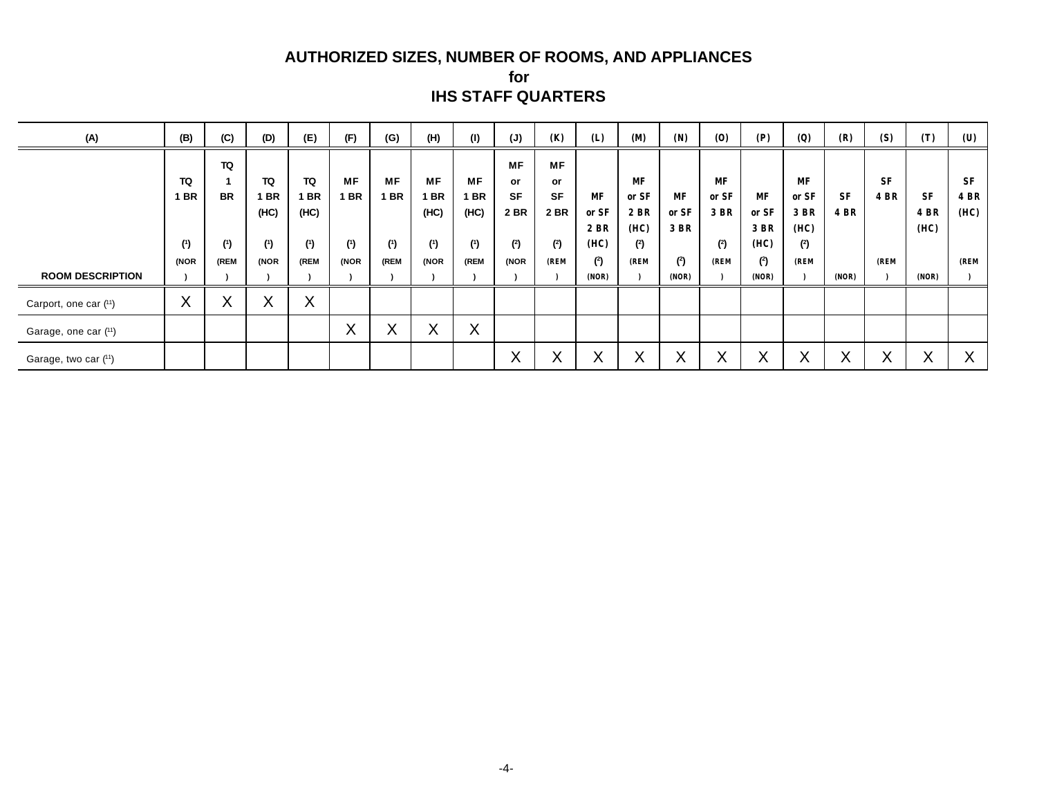# AUTHORIZED SIZES, NUMBER OF ROOMS, AND APPLIANCES
## for
## IHS STAFF QUARTERS

| (A) | (B) | (C) | (D) | (E) | (F) | (G) | (H) | (I) | (J) | (K) | (L) | (M) | (N) | (O) | (P) | (Q) | (R) | (S) | (T) | (U) |
|---|---|---|---|---|---|---|---|---|---|---|---|---|---|---|---|---|---|---|---|---|
| ROOM DESCRIPTION | TQ 1 BR ([1]) (NOR) | TQ 1 BR ([1]) (REM) | TQ 1 BR (HC) ([1]) (NOR) | TQ 1 BR (HC) ([1]) (REM) | MF 1 BR ([1]) (NOR) | MF 1 BR ([1]) (REM) | MF 1 BR (HC) ([1]) (NOR) | MF 1 BR (HC) ([1]) (REM) | MF or SF 2 BR ([2]) (NOR) | MF or SF 2 BR ([2]) (REM) | MF or SF 2 BR (HC) ([2]) (NOR) | MF or SF 2 BR (HC) ([2]) (REM) | MF or SF 3 BR ([2]) (NOR) | MF or SF 3 BR ([2]) (REM) | MF or SF 3 BR (HC) ([2]) (NOR) | MF or SF 3 BR (HC) ([2]) (REM) | SF 4 BR (NOR) | SF 4 BR (REM) | SF 4 BR (HC) (NOR) | SF 4 BR (HC) (REM) |
| Carport, one car ([11]) | X | X | X | X | | | | | | | | | | | | | | | | |
| Garage, one car ([11]) | | | | | X | X | X | X | | | | | | | | | | | | |
| Garage, two car ([11]) | | | | | | | | | X | X | X | X | X | X | X | X | X | X | X | X |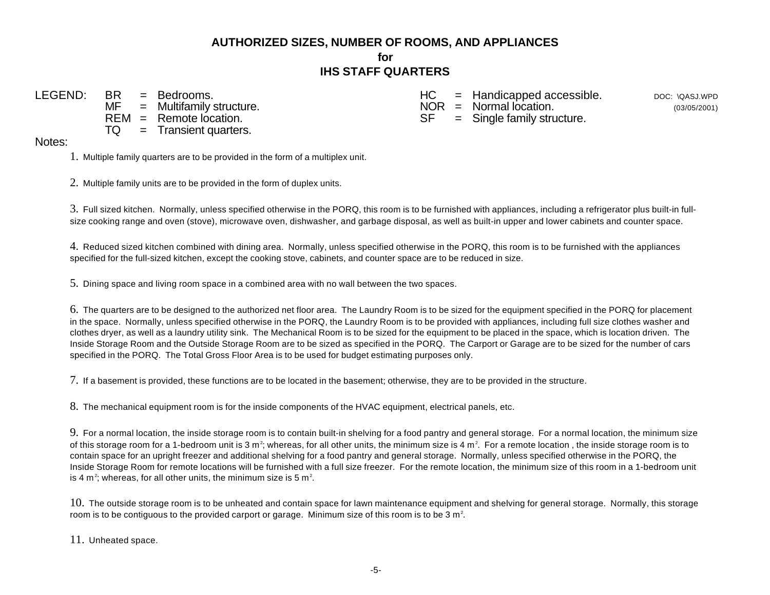# AUTHORIZED SIZES, NUMBER OF ROOMS, AND APPLIANCES
## for
## IHS STAFF QUARTERS

DOC: \QASJ.WPD
(03/05/2001)

LEGEND:

| | | |
|---|---|---|
| BR | = | Bedrooms. |
| MF | = | Multifamily structure. |
| REM | = | Remote location. |
| TQ | = | Transient quarters. |
| HC | = | Handicapped accessible. |
| NOR | = | Normal location. |
| SF | = | Single family structure. |

Notes:

1. Multiple family quarters are to be provided in the form of a multiplex unit.

2. Multiple family units are to be provided in the form of duplex units.

3. Full sized kitchen. Normally, unless specified otherwise in the PORQ, this room is to be furnished with appliances, including a refrigerator plus built-in full-size cooking range and oven (stove), microwave oven, dishwasher, and garbage disposal, as well as built-in upper and lower cabinets and counter space.

4. Reduced sized kitchen combined with dining area. Normally, unless specified otherwise in the PORQ, this room is to be furnished with the appliances specified for the full-sized kitchen, except the cooking stove, cabinets, and counter space are to be reduced in size.

5. Dining space and living room space in a combined area with no wall between the two spaces.

6. The quarters are to be designed to the authorized net floor area. The Laundry Room is to be sized for the equipment specified in the PORQ for placement in the space. Normally, unless specified otherwise in the PORQ, the Laundry Room is to be provided with appliances, including full size clothes washer and clothes dryer, as well as a laundry utility sink. The Mechanical Room is to be sized for the equipment to be placed in the space, which is location driven. The Inside Storage Room and the Outside Storage Room are to be sized as specified in the PORQ. The Carport or Garage are to be sized for the number of cars specified in the PORQ. The Total Gross Floor Area is to be used for budget estimating purposes only.

7. If a basement is provided, these functions are to be located in the basement; otherwise, they are to be provided in the structure.

8. The mechanical equipment room is for the inside components of the HVAC equipment, electrical panels, etc.

9. For a normal location, the inside storage room is to contain built-in shelving for a food pantry and general storage. For a normal location, the minimum size of this storage room for a 1-bedroom unit is 3 $m^2$; whereas, for all other units, the minimum size is 4 $m^2$. For a remote location , the inside storage room is to contain space for an upright freezer and additional shelving for a food pantry and general storage. Normally, unless specified otherwise in the PORQ, the Inside Storage Room for remote locations will be furnished with a full size freezer. For the remote location, the minimum size of this room in a 1-bedroom unit is 4 $m^2$; whereas, for all other units, the minimum size is 5 $m^2$.

10. The outside storage room is to be unheated and contain space for lawn maintenance equipment and shelving for general storage. Normally, this storage room is to be contiguous to the provided carport or garage. Minimum size of this room is to be 3 $m^2$.

11. Unheated space.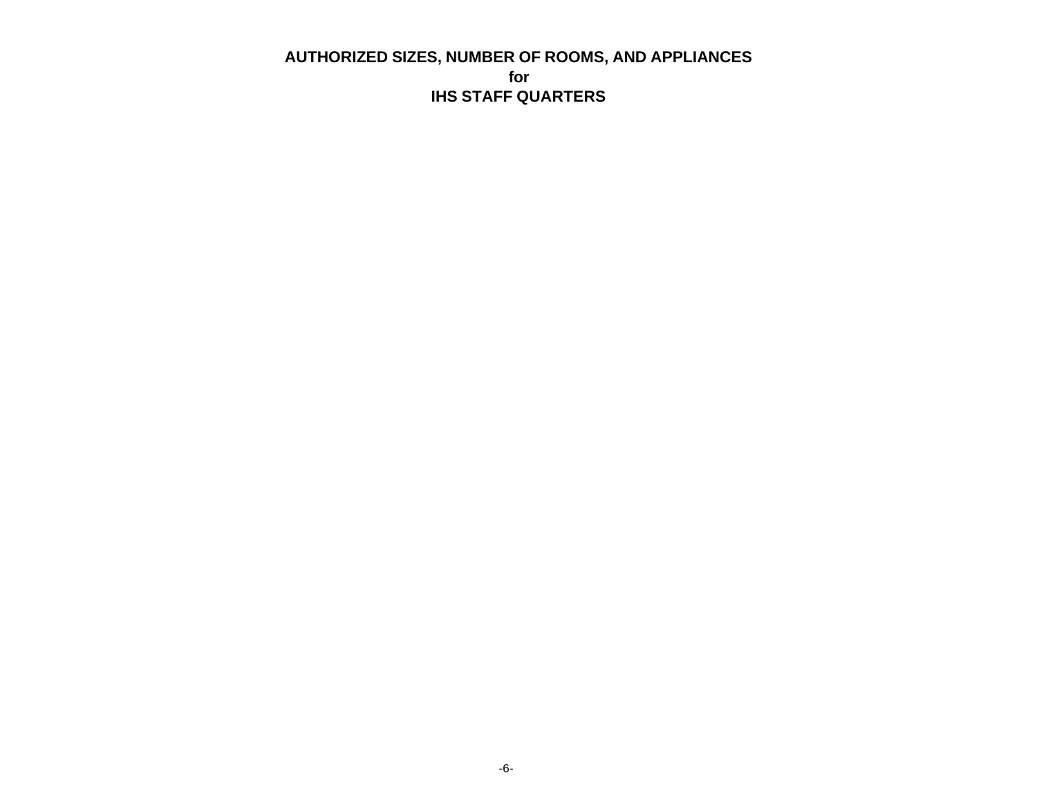# AUTHORIZED SIZES, NUMBER OF ROOMS, AND APPLIANCES
# for
# IHS STAFF QUARTERS